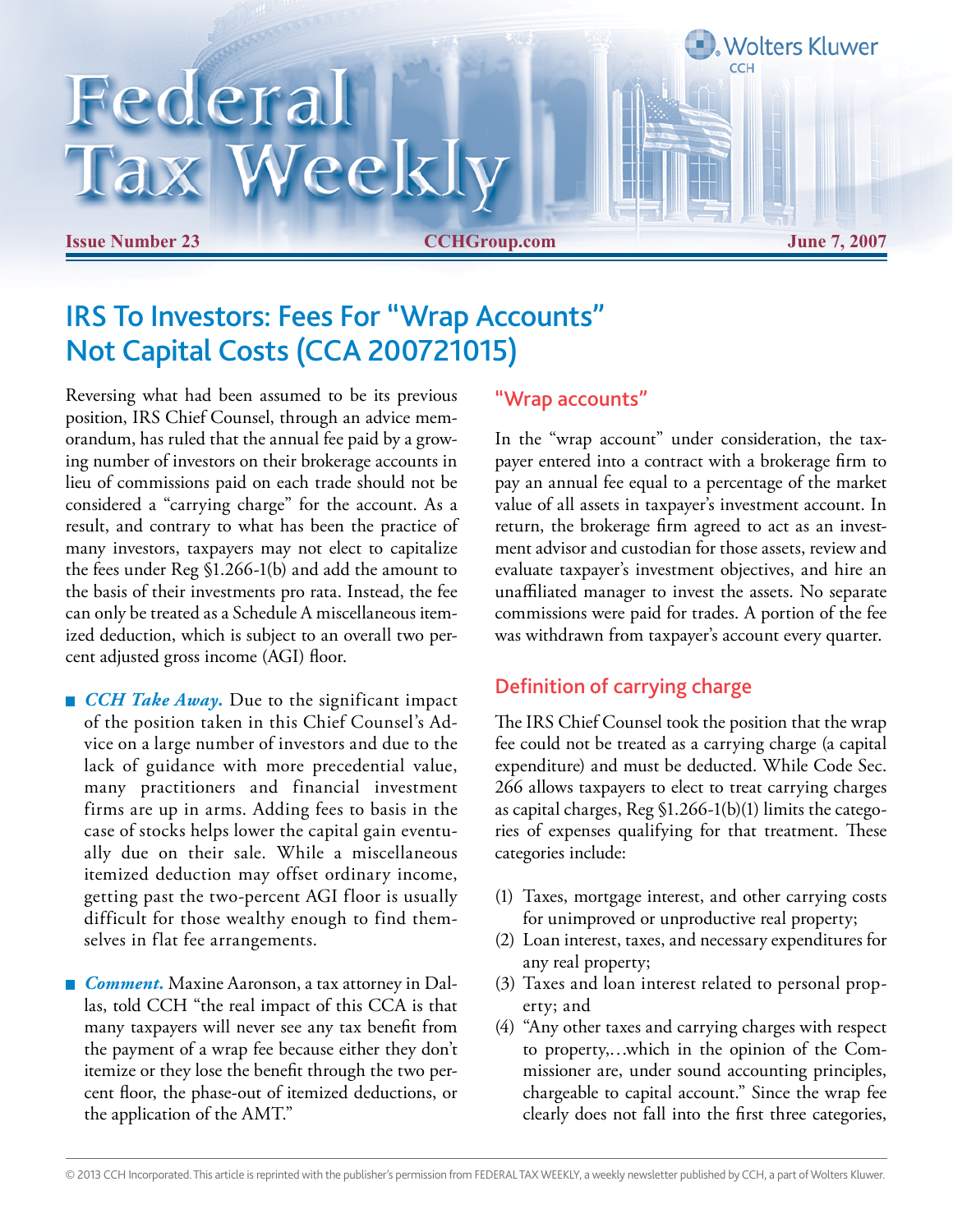# Federal Tax Weekly

**Issue Number 23** | **CCHGroup.com** | **June 7, 2007**

## IRS To Investors: Fees For "Wrap Accounts" Not Capital Costs (CCA 200721015)

Reversing what had been assumed to be its previous position, IRS Chief Counsel, through an advice memorandum, has ruled that the annual fee paid by a growing number of investors on their brokerage accounts in lieu of commissions paid on each trade should not be considered a "carrying charge" for the account. As a result, and contrary to what has been the practice of many investors, taxpayers may not elect to capitalize the fees under Reg §1.266-1(b) and add the amount to the basis of their investments pro rata. Instead, the fee can only be treated as a Schedule A miscellaneous itemized deduction, which is subject to an overall two percent adjusted gross income (AGI) floor.

- ***CCH Take Away.*** Due to the significant impact of the position taken in this Chief Counsel's Advice on a large number of investors and due to the lack of guidance with more precedential value, many practitioners and financial investment firms are up in arms. Adding fees to basis in the case of stocks helps lower the capital gain eventually due on their sale. While a miscellaneous itemized deduction may offset ordinary income, getting past the two-percent AGI floor is usually difficult for those wealthy enough to find themselves in flat fee arrangements.

- ***Comment.*** Maxine Aaronson, a tax attorney in Dallas, told CCH "the real impact of this CCA is that many taxpayers will never see any tax benefit from the payment of a wrap fee because either they don't itemize or they lose the benefit through the two percent floor, the phase-out of itemized deductions, or the application of the AMT."

### "Wrap accounts"

In the "wrap account" under consideration, the taxpayer entered into a contract with a brokerage firm to pay an annual fee equal to a percentage of the market value of all assets in taxpayer's investment account. In return, the brokerage firm agreed to act as an investment advisor and custodian for those assets, review and evaluate taxpayer's investment objectives, and hire an unaffiliated manager to invest the assets. No separate commissions were paid for trades. A portion of the fee was withdrawn from taxpayer's account every quarter.

### Definition of carrying charge

The IRS Chief Counsel took the position that the wrap fee could not be treated as a carrying charge (a capital expenditure) and must be deducted. While Code Sec. 266 allows taxpayers to elect to treat carrying charges as capital charges, Reg §1.266-1(b)(1) limits the categories of expenses qualifying for that treatment. These categories include:

(1) Taxes, mortgage interest, and other carrying costs for unimproved or unproductive real property;
(2) Loan interest, taxes, and necessary expenditures for any real property;
(3) Taxes and loan interest related to personal property; and
(4) "Any other taxes and carrying charges with respect to property,…which in the opinion of the Commissioner are, under sound accounting principles, chargeable to capital account." Since the wrap fee clearly does not fall into the first three categories,

© 2013 CCH Incorporated. This article is reprinted with the publisher's permission from FEDERAL TAX WEEKLY, a weekly newsletter published by CCH, a part of Wolters Kluwer.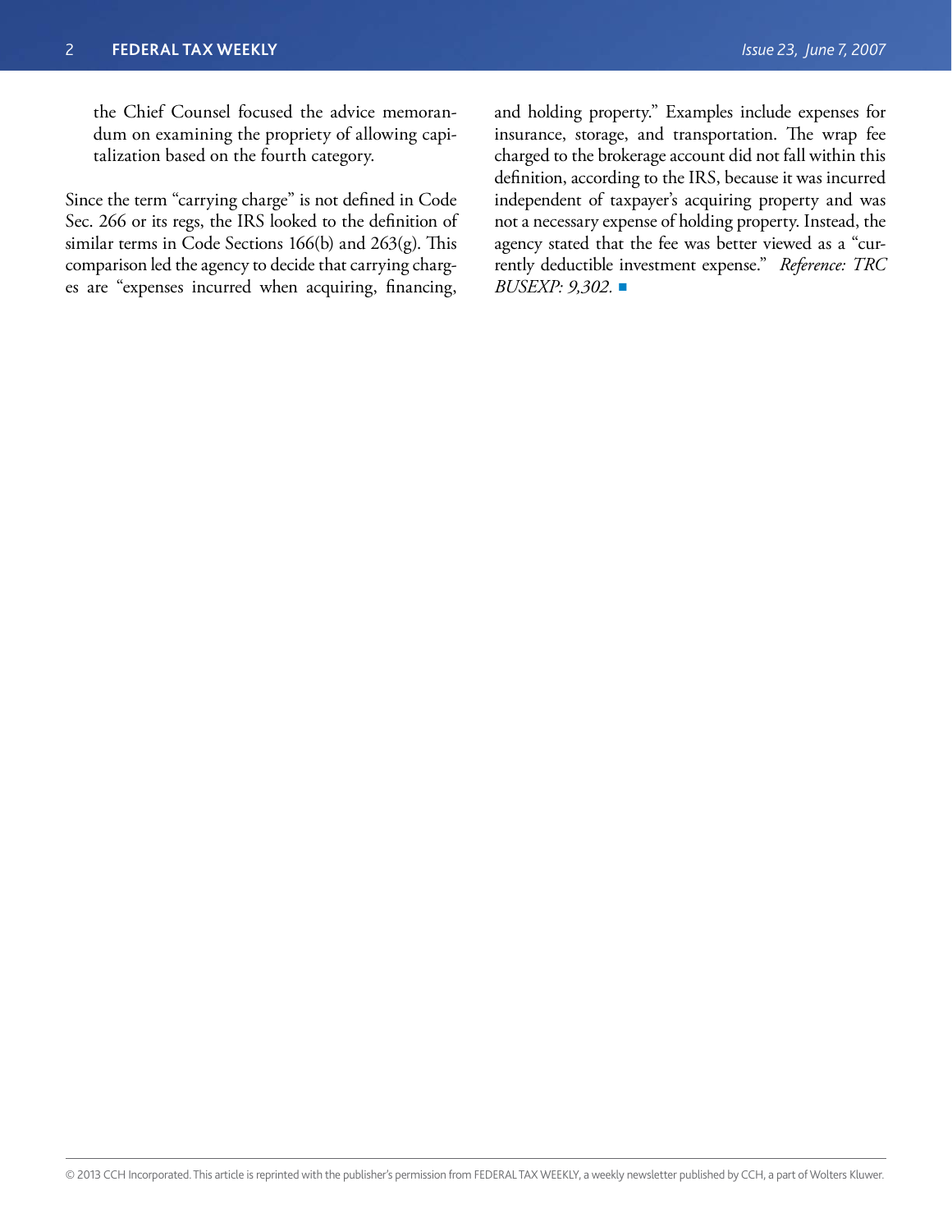the Chief Counsel focused the advice memorandum on examining the propriety of allowing capitalization based on the fourth category.

Since the term "carrying charge" is not defined in Code Sec. 266 or its regs, the IRS looked to the definition of similar terms in Code Sections 166(b) and 263(g). This comparison led the agency to decide that carrying charges are "expenses incurred when acquiring, financing, and holding property." Examples include expenses for insurance, storage, and transportation. The wrap fee charged to the brokerage account did not fall within this definition, according to the IRS, because it was incurred independent of taxpayer's acquiring property and was not a necessary expense of holding property. Instead, the agency stated that the fee was better viewed as a "currently deductible investment expense." *Reference: TRC BUSEXP: 9,302.* ■

© 2013 CCH Incorporated. This article is reprinted with the publisher's permission from FEDERAL TAX WEEKLY, a weekly newsletter published by CCH, a part of Wolters Kluwer.